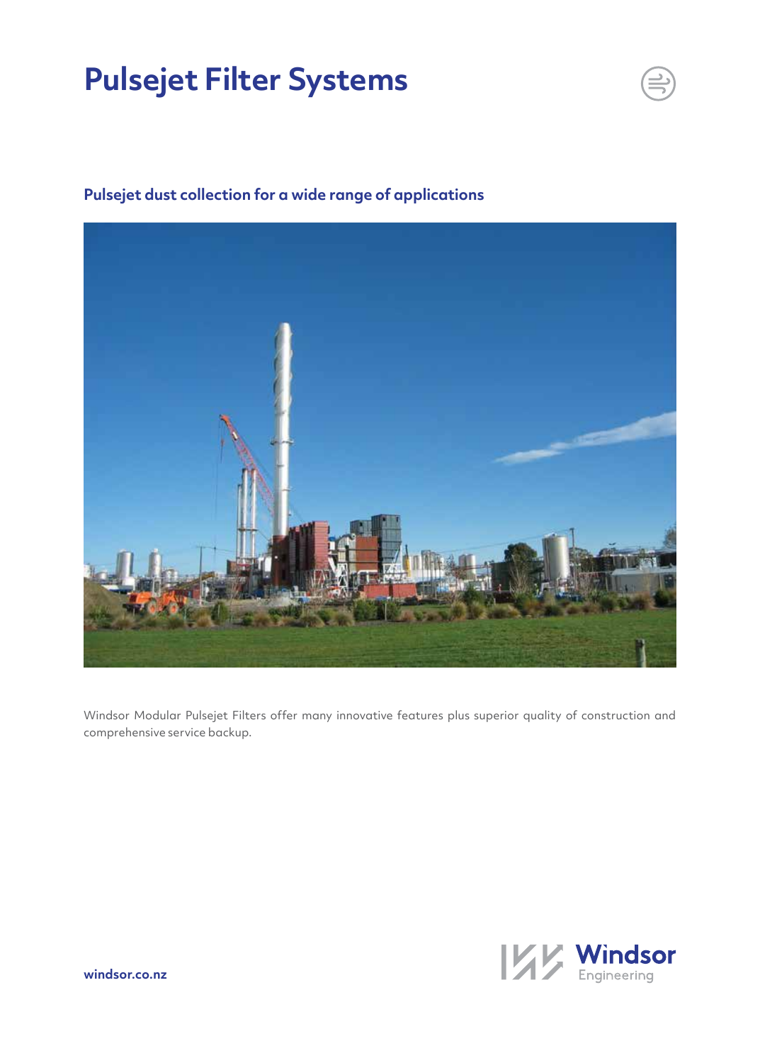# Pulsejet Filter Systems

## Pulsejet dust collection for a wide range of applications

Windsor Modular Pulsejet Filters offer many innovative features plus superior quality of construction and comprehensive service backup.

windsor.co.nz

Windsor Engineering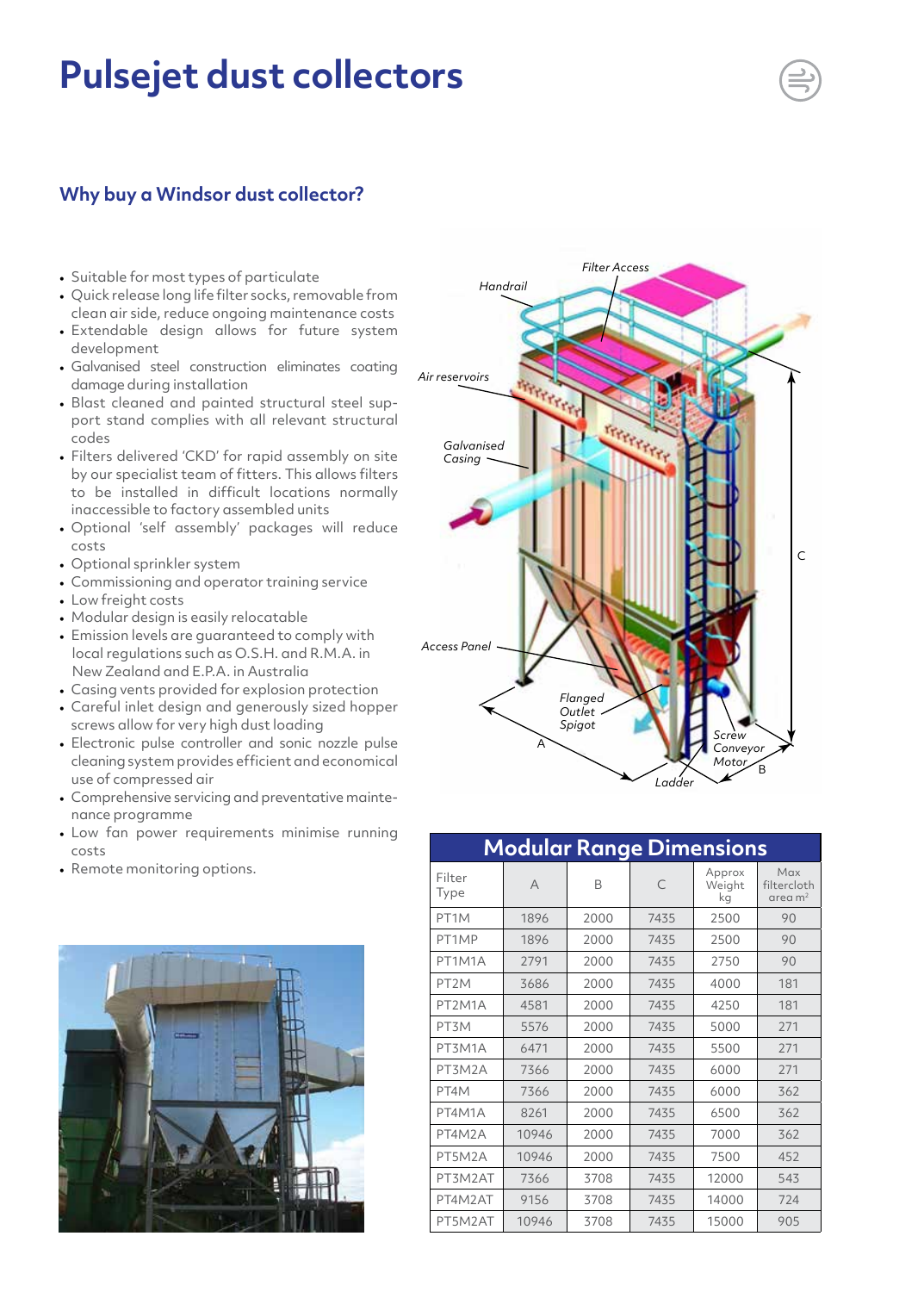# Pulsejet dust collectors

## Why buy a Windsor dust collector?

- Suitable for most types of particulate
- Quick release long life filter socks, removable from clean air side, reduce ongoing maintenance costs
- Extendable design allows for future system development
- Galvanised steel construction eliminates coating damage during installation
- Blast cleaned and painted structural steel support stand complies with all relevant structural codes
- Filters delivered 'CKD' for rapid assembly on site by our specialist team of fitters. This allows filters to be installed in difficult locations normally inaccessible to factory assembled units
- Optional 'self assembly' packages will reduce costs
- Optional sprinkler system
- Commissioning and operator training service
- Low freight costs
- Modular design is easily relocatable
- Emission levels are guaranteed to comply with local regulations such as O.S.H. and R.M.A. in New Zealand and E.P.A. in Australia
- Casing vents provided for explosion protection
- Careful inlet design and generously sized hopper screws allow for very high dust loading
- Electronic pulse controller and sonic nozzle pulse cleaning system provides efficient and economical use of compressed air
- Comprehensive servicing and preventative maintenance programme
- Low fan power requirements minimise running costs
- Remote monitoring options.

Handrail, Filter Access, Air reservoirs, Galvanised Casing, Access Panel, Flanged Outlet Spigot, Screw Conveyor Motor, Ladder, A, B, C

## Modular Range Dimensions

| Filter Type | A | B | C | Approx Weight kg | Max filtercloth area m$^2$ |
|---|---|---|---|---|---|
| PT1M | 1896 | 2000 | 7435 | 2500 | 90 |
| PT1MP | 1896 | 2000 | 7435 | 2500 | 90 |
| PT1M1A | 2791 | 2000 | 7435 | 2750 | 90 |
| PT2M | 3686 | 2000 | 7435 | 4000 | 181 |
| PT2M1A | 4581 | 2000 | 7435 | 4250 | 181 |
| PT3M | 5576 | 2000 | 7435 | 5000 | 271 |
| PT3M1A | 6471 | 2000 | 7435 | 5500 | 271 |
| PT3M2A | 7366 | 2000 | 7435 | 6000 | 271 |
| PT4M | 7366 | 2000 | 7435 | 6000 | 362 |
| PT4M1A | 8261 | 2000 | 7435 | 6500 | 362 |
| PT4M2A | 10946 | 2000 | 7435 | 7000 | 362 |
| PT5M2A | 10946 | 2000 | 7435 | 7500 | 452 |
| PT3M2AT | 7366 | 3708 | 7435 | 12000 | 543 |
| PT4M2AT | 9156 | 3708 | 7435 | 14000 | 724 |
| PT5M2AT | 10946 | 3708 | 7435 | 15000 | 905 |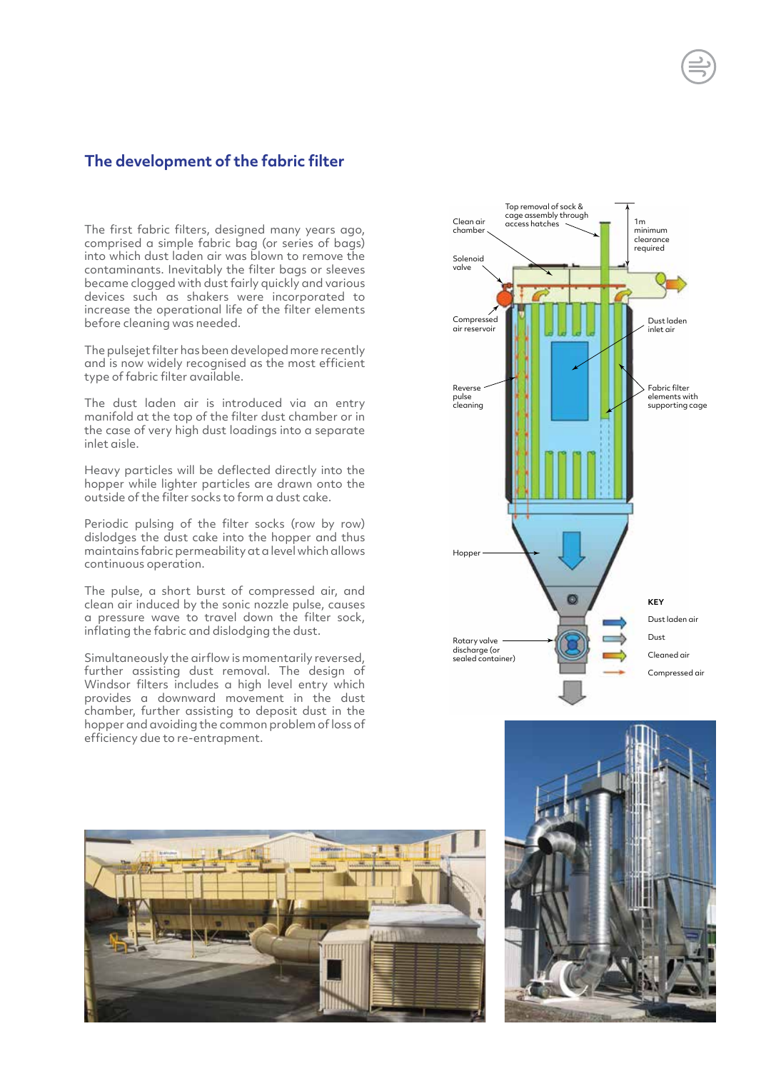## The development of the fabric filter

The first fabric filters, designed many years ago, comprised a simple fabric bag (or series of bags) into which dust laden air was blown to remove the contaminants. Inevitably the filter bags or sleeves became clogged with dust fairly quickly and various devices such as shakers were incorporated to increase the operational life of the filter elements before cleaning was needed.

The pulsejet filter has been developed more recently and is now widely recognised as the most efficient type of fabric filter available.

The dust laden air is introduced via an entry manifold at the top of the filter dust chamber or in the case of very high dust loadings into a separate inlet aisle.

Heavy particles will be deflected directly into the hopper while lighter particles are drawn onto the outside of the filter socks to form a dust cake.

Periodic pulsing of the filter socks (row by row) dislodges the dust cake into the hopper and thus maintains fabric permeability at a level which allows continuous operation.

The pulse, a short burst of compressed air, and clean air induced by the sonic nozzle pulse, causes a pressure wave to travel down the filter sock, inflating the fabric and dislodging the dust.

Simultaneously the airflow is momentarily reversed, further assisting dust removal. The design of Windsor filters includes a high level entry which provides a downward movement in the dust chamber, further assisting to deposit dust in the hopper and avoiding the common problem of loss of efficiency due to re-entrapment.

Clean air chamber

Top removal of sock & cage assembly through access hatches

1m minimum clearance required

Solenoid valve

Compressed air reservoir

Dust laden inlet air

Reverse pulse cleaning

Fabric filter elements with supporting cage

Hopper

Rotary valve discharge (or sealed container)

**KEY**

Dust laden air

Dust

Cleaned air

Compressed air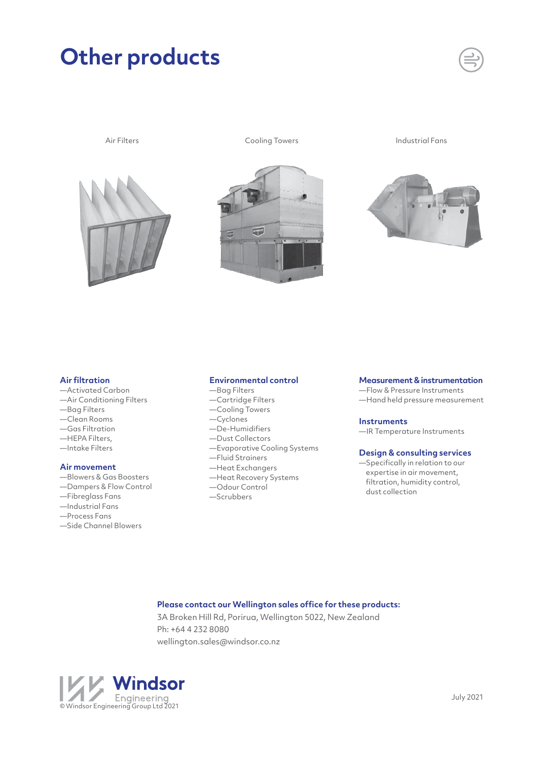# Other products

Air Filters

Cooling Towers

Industrial Fans

## Air filtration

—Activated Carbon
—Air Conditioning Filters
—Bag Filters
—Clean Rooms
—Gas Filtration
—HEPA Filters,
—Intake Filters

## Air movement

—Blowers & Gas Boosters
—Dampers & Flow Control
—Fibreglass Fans
—Industrial Fans
—Process Fans
—Side Channel Blowers

## Environmental control

—Bag Filters
—Cartridge Filters
—Cooling Towers
—Cyclones
—De-Humidifiers
—Dust Collectors
—Evaporative Cooling Systems
—Fluid Strainers
—Heat Exchangers
—Heat Recovery Systems
—Odour Control
—Scrubbers

## Measurement & instrumentation

—Flow & Pressure Instruments
—Hand held pressure measurement

## Instruments

—IR Temperature Instruments

## Design & consulting services

—Specifically in relation to our expertise in air movement, filtration, humidity control, dust collection

**Please contact our Wellington sales office for these products:**
3A Broken Hill Rd, Porirua, Wellington 5022, New Zealand
Ph: +64 4 232 8080
wellington.sales@windsor.co.nz

Windsor Engineering
© Windsor Engineering Group Ltd 2021

July 2021